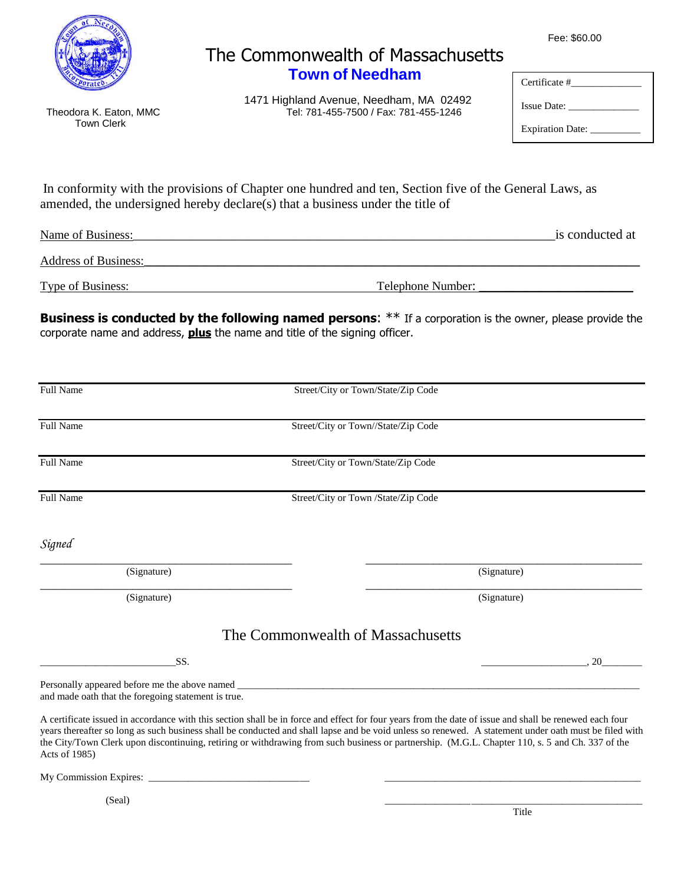Fee: $60.00

# The Commonwealth of Massachusetts

## Town of Needham

1471 Highland Avenue, Needham, MA 02492
Tel: 781-455-7500 / Fax: 781-455-1246

Theodora K. Eaton, MMC
Town Clerk

Certificate #______________

Issue Date: ______________

Expiration Date: __________

In conformity with the provisions of Chapter one hundred and ten, Section five of the General Laws, as amended, the undersigned hereby declare(s) that a business under the title of

Name of Business:_______________________________________________________________is conducted at

Address of Business:_______________________________________________________________

Type of Business: _______________________________ Telephone Number: ________________________

**Business is conducted by the following named persons**: ** If a corporation is the owner, please provide the corporate name and address, **plus** the name and title of the signing officer.

| Full Name | Street/City or Town/State/Zip Code |
|---|---|
| Full Name | Street/City or Town//State/Zip Code |
| Full Name | Street/City or Town/State/Zip Code |
| Full Name | Street/City or Town /State/Zip Code |

*Signed*

_____________________________ (Signature) _____________________________ (Signature)

_____________________________ (Signature) _____________________________ (Signature)

## The Commonwealth of Massachusetts

_________________________SS. ____________________, 20________

Personally appeared before me the above named ______________________________________________________________
and made oath that the foregoing statement is true.

A certificate issued in accordance with this section shall be in force and effect for four years from the date of issue and shall be renewed each four years thereafter so long as such business shall be conducted and shall lapse and be void unless so renewed. A statement under oath must be filed with the City/Town Clerk upon discontinuing, retiring or withdrawing from such business or partnership. (M.G.L. Chapter 110, s. 5 and Ch. 337 of the Acts of 1985)

My Commission Expires: _______________________________ ___________________________________________________

(Seal) ___________________________________________________
Title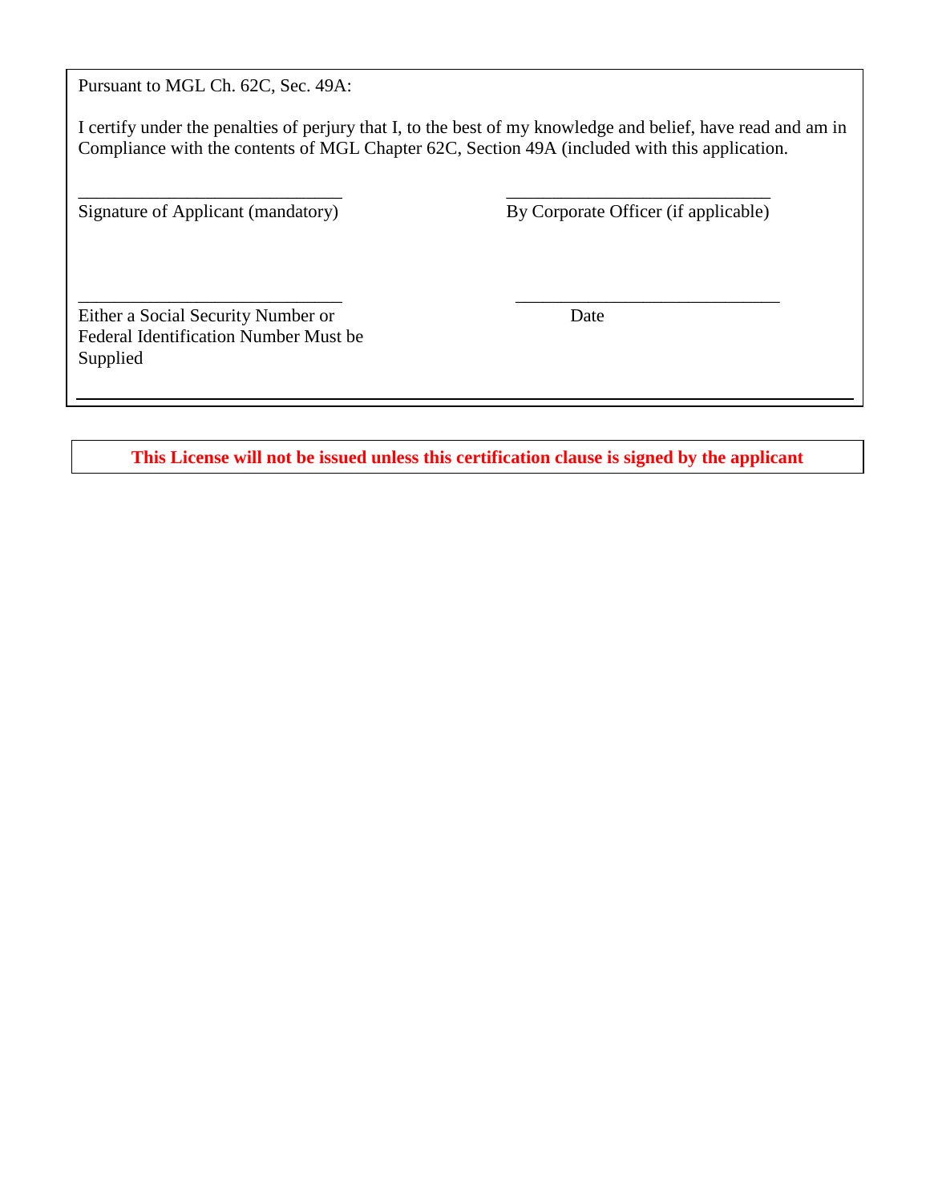Pursuant to MGL Ch. 62C, Sec. 49A:

I certify under the penalties of perjury that I, to the best of my knowledge and belief, have read and am in Compliance with the contents of MGL Chapter 62C, Section 49A (included with this application.

| | |
|---|---|
| ______________________________ | ______________________________ |
| Signature of Applicant (mandatory) | By Corporate Officer (if applicable) |
| ______________________________ | ______________________________ |
| Either a Social Security Number or Federal Identification Number Must be Supplied | Date |

**This License will not be issued unless this certification clause is signed by the applicant**